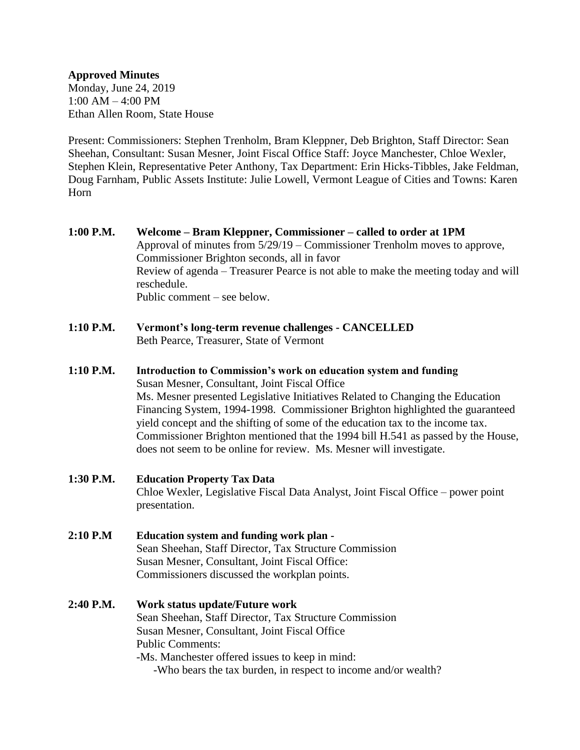**Approved Minutes**
Monday, June 24, 2019
1:00 AM – 4:00 PM
Ethan Allen Room, State House

Present: Commissioners: Stephen Trenholm, Bram Kleppner, Deb Brighton, Staff Director: Sean Sheehan, Consultant: Susan Mesner, Joint Fiscal Office Staff: Joyce Manchester, Chloe Wexler, Stephen Klein, Representative Peter Anthony, Tax Department: Erin Hicks-Tibbles, Jake Feldman, Doug Farnham, Public Assets Institute: Julie Lowell, Vermont League of Cities and Towns: Karen Horn

**1:00 P.M.** **Welcome – Bram Kleppner, Commissioner – called to order at 1PM**
Approval of minutes from 5/29/19 – Commissioner Trenholm moves to approve, Commissioner Brighton seconds, all in favor
Review of agenda – Treasurer Pearce is not able to make the meeting today and will reschedule.
Public comment – see below.

**1:10 P.M.** **Vermont's long-term revenue challenges - CANCELLED**
Beth Pearce, Treasurer, State of Vermont

**1:10 P.M.** **Introduction to Commission's work on education system and funding**
Susan Mesner, Consultant, Joint Fiscal Office
Ms. Mesner presented Legislative Initiatives Related to Changing the Education Financing System, 1994-1998. Commissioner Brighton highlighted the guaranteed yield concept and the shifting of some of the education tax to the income tax. Commissioner Brighton mentioned that the 1994 bill H.541 as passed by the House, does not seem to be online for review. Ms. Mesner will investigate.

**1:30 P.M.** **Education Property Tax Data**
Chloe Wexler, Legislative Fiscal Data Analyst, Joint Fiscal Office – power point presentation.

**2:10 P.M** **Education system and funding work plan -**
Sean Sheehan, Staff Director, Tax Structure Commission
Susan Mesner, Consultant, Joint Fiscal Office:
Commissioners discussed the workplan points.

**2:40 P.M.** **Work status update/Future work**
Sean Sheehan, Staff Director, Tax Structure Commission
Susan Mesner, Consultant, Joint Fiscal Office
Public Comments:
-Ms. Manchester offered issues to keep in mind:
- -Who bears the tax burden, in respect to income and/or wealth?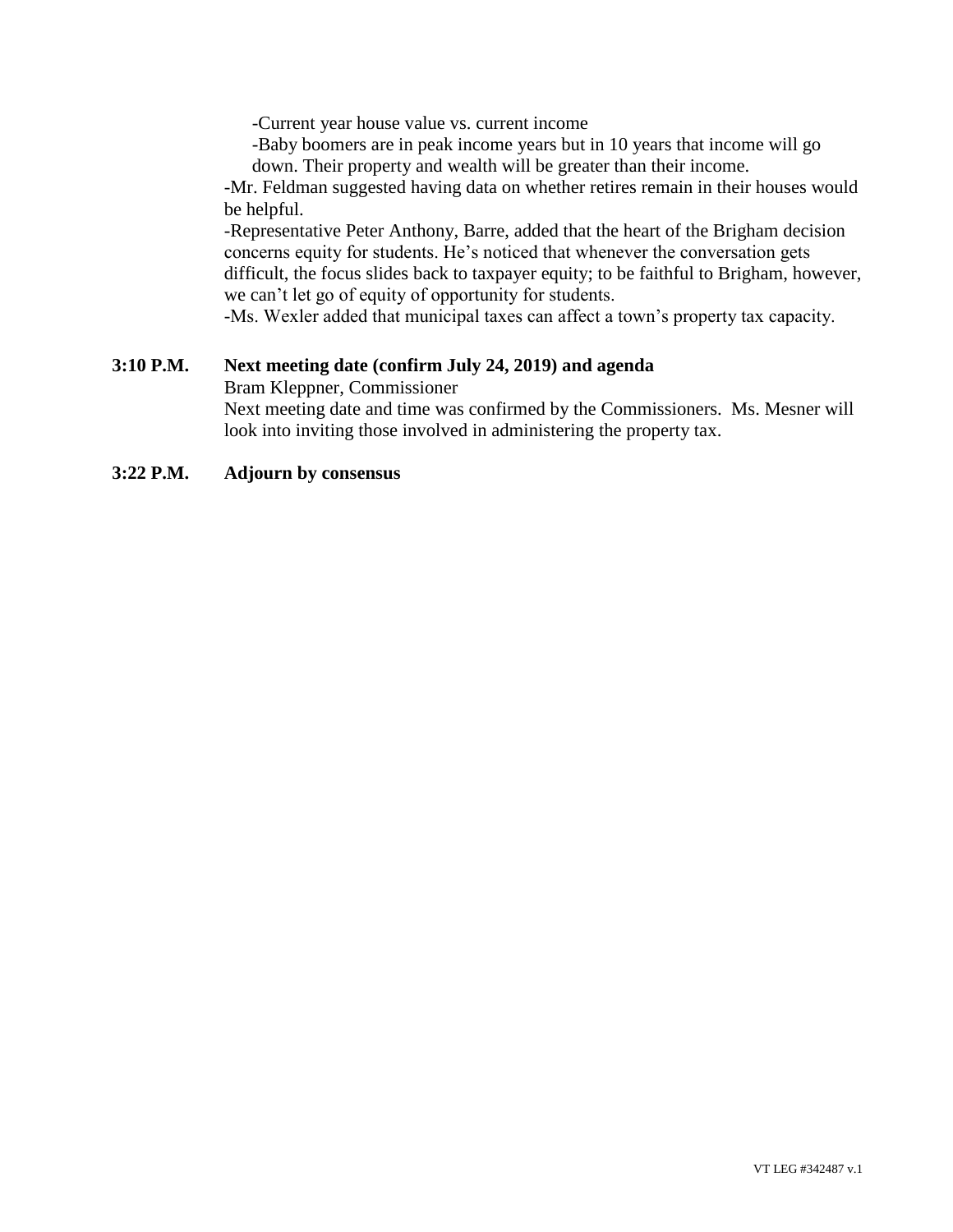-Current year house value vs. current income

-Baby boomers are in peak income years but in 10 years that income will go down. Their property and wealth will be greater than their income.

-Mr. Feldman suggested having data on whether retires remain in their houses would be helpful.

-Representative Peter Anthony, Barre, added that the heart of the Brigham decision concerns equity for students. He's noticed that whenever the conversation gets difficult, the focus slides back to taxpayer equity; to be faithful to Brigham, however, we can't let go of equity of opportunity for students.

-Ms. Wexler added that municipal taxes can affect a town's property tax capacity.

**3:10 P.M. Next meeting date (confirm July 24, 2019) and agenda**

Bram Kleppner, Commissioner

Next meeting date and time was confirmed by the Commissioners. Ms. Mesner will look into inviting those involved in administering the property tax.

**3:22 P.M. Adjourn by consensus**

VT LEG #342487 v.1